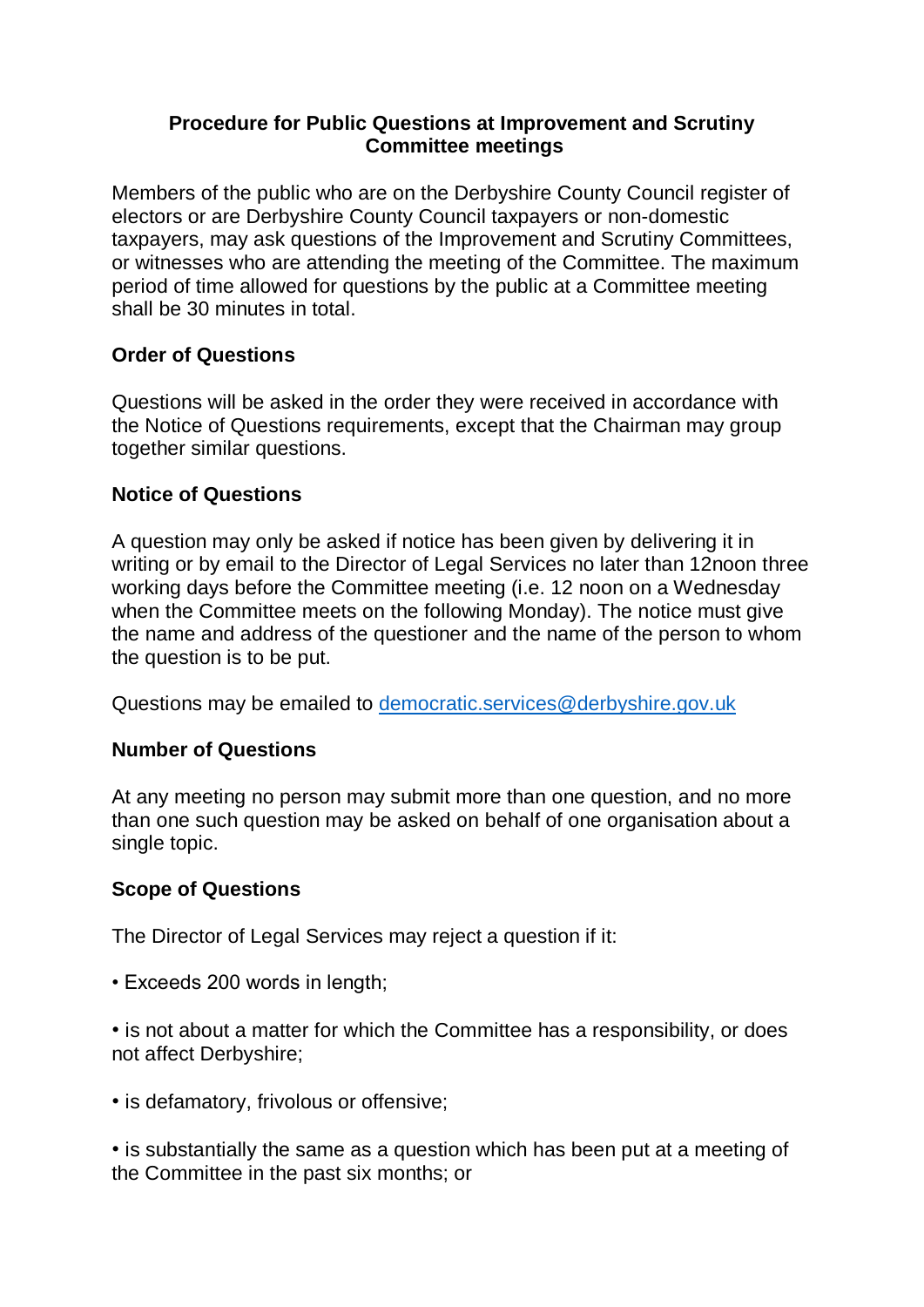# Procedure for Public Questions at Improvement and Scrutiny Committee meetings

Members of the public who are on the Derbyshire County Council register of electors or are Derbyshire County Council taxpayers or non-domestic taxpayers, may ask questions of the Improvement and Scrutiny Committees, or witnesses who are attending the meeting of the Committee. The maximum period of time allowed for questions by the public at a Committee meeting shall be 30 minutes in total.

## Order of Questions

Questions will be asked in the order they were received in accordance with the Notice of Questions requirements, except that the Chairman may group together similar questions.

## Notice of Questions

A question may only be asked if notice has been given by delivering it in writing or by email to the Director of Legal Services no later than 12noon three working days before the Committee meeting (i.e. 12 noon on a Wednesday when the Committee meets on the following Monday). The notice must give the name and address of the questioner and the name of the person to whom the question is to be put.

Questions may be emailed to democratic.services@derbyshire.gov.uk

## Number of Questions

At any meeting no person may submit more than one question, and no more than one such question may be asked on behalf of one organisation about a single topic.

## Scope of Questions

The Director of Legal Services may reject a question if it:

- Exceeds 200 words in length;
- is not about a matter for which the Committee has a responsibility, or does not affect Derbyshire;
- is defamatory, frivolous or offensive;
- is substantially the same as a question which has been put at a meeting of the Committee in the past six months; or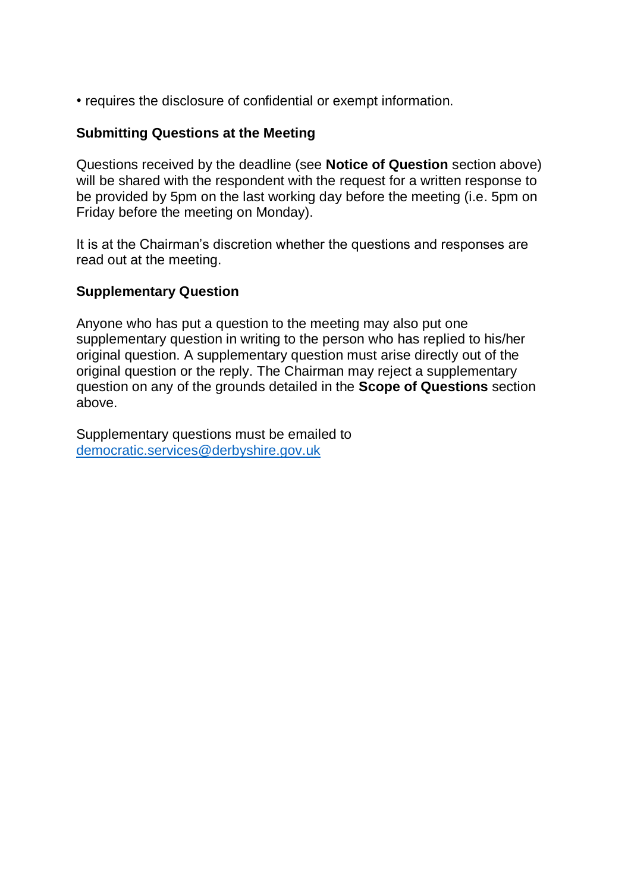- requires the disclosure of confidential or exempt information.

**Submitting Questions at the Meeting**

Questions received by the deadline (see **Notice of Question** section above) will be shared with the respondent with the request for a written response to be provided by 5pm on the last working day before the meeting (i.e. 5pm on Friday before the meeting on Monday).

It is at the Chairman's discretion whether the questions and responses are read out at the meeting.

**Supplementary Question**

Anyone who has put a question to the meeting may also put one supplementary question in writing to the person who has replied to his/her original question. A supplementary question must arise directly out of the original question or the reply. The Chairman may reject a supplementary question on any of the grounds detailed in the **Scope of Questions** section above.

Supplementary questions must be emailed to [democratic.services@derbyshire.gov.uk](mailto:democratic.services@derbyshire.gov.uk)